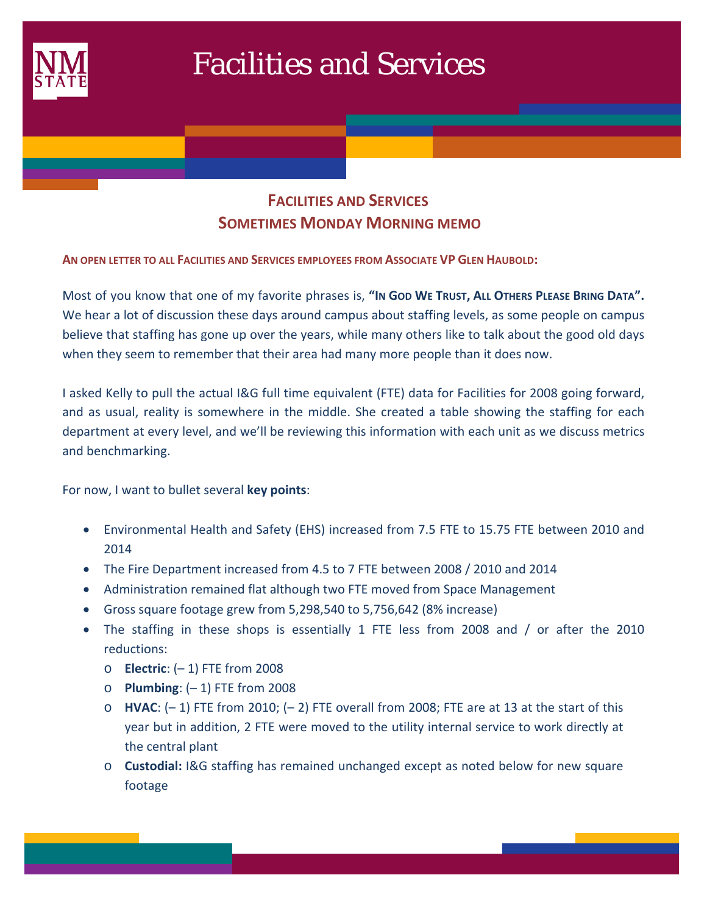# Facilities and Services

## Facilities and Services
## Sometimes Monday Morning memo

**An open letter to all Facilities and Services employees from Associate VP Glen Haubold:**

Most of you know that one of my favorite phrases is, **"In God We Trust, All Others Please Bring Data".** We hear a lot of discussion these days around campus about staffing levels, as some people on campus believe that staffing has gone up over the years, while many others like to talk about the good old days when they seem to remember that their area had many more people than it does now.

I asked Kelly to pull the actual I&G full time equivalent (FTE) data for Facilities for 2008 going forward, and as usual, reality is somewhere in the middle. She created a table showing the staffing for each department at every level, and we'll be reviewing this information with each unit as we discuss metrics and benchmarking.

For now, I want to bullet several **key points**:

- Environmental Health and Safety (EHS) increased from 7.5 FTE to 15.75 FTE between 2010 and 2014
- The Fire Department increased from 4.5 to 7 FTE between 2008 / 2010 and 2014
- Administration remained flat although two FTE moved from Space Management
- Gross square footage grew from 5,298,540 to 5,756,642 (8% increase)
- The staffing in these shops is essentially 1 FTE less from 2008 and / or after the 2010 reductions:
  - **Electric**: (– 1) FTE from 2008
  - **Plumbing**: (– 1) FTE from 2008
  - **HVAC**: (– 1) FTE from 2010; (– 2) FTE overall from 2008; FTE are at 13 at the start of this year but in addition, 2 FTE were moved to the utility internal service to work directly at the central plant
  - **Custodial:** I&G staffing has remained unchanged except as noted below for new square footage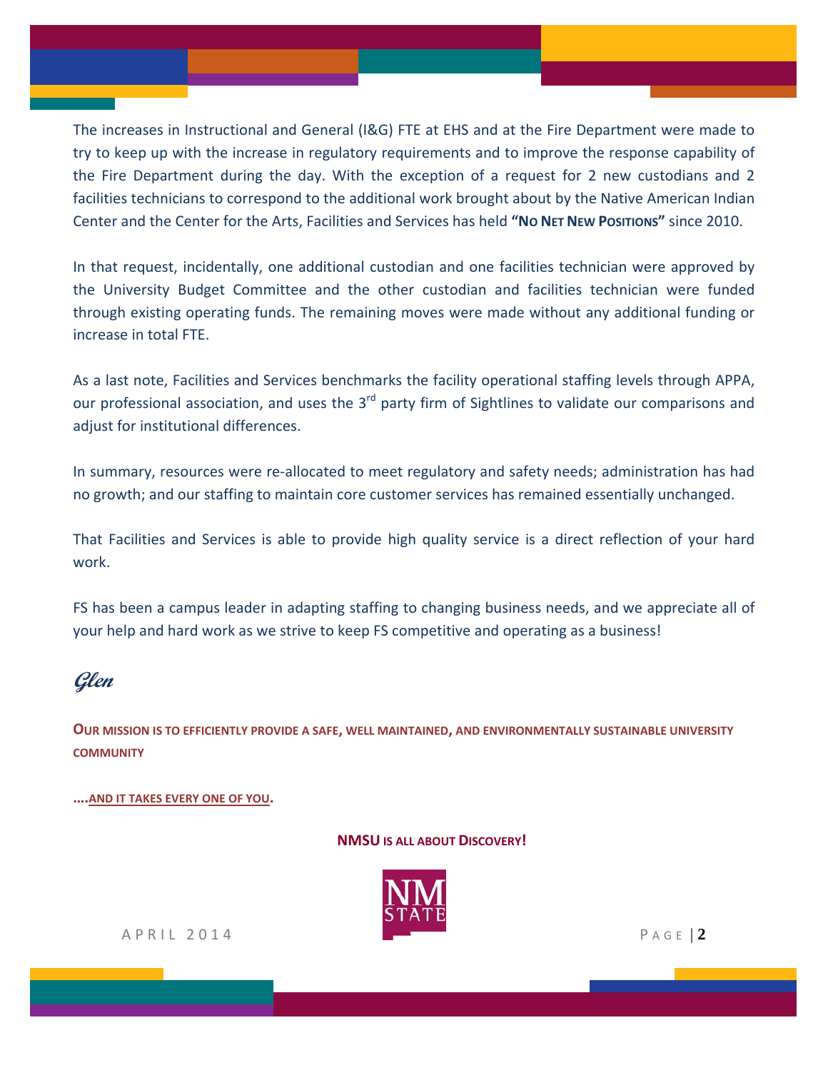The increases in Instructional and General (I&G) FTE at EHS and at the Fire Department were made to try to keep up with the increase in regulatory requirements and to improve the response capability of the Fire Department during the day. With the exception of a request for 2 new custodians and 2 facilities technicians to correspond to the additional work brought about by the Native American Indian Center and the Center for the Arts, Facilities and Services has held **"NO NET NEW POSITIONS"** since 2010.

In that request, incidentally, one additional custodian and one facilities technician were approved by the University Budget Committee and the other custodian and facilities technician were funded through existing operating funds. The remaining moves were made without any additional funding or increase in total FTE.

As a last note, Facilities and Services benchmarks the facility operational staffing levels through APPA, our professional association, and uses the 3rd party firm of Sightlines to validate our comparisons and adjust for institutional differences.

In summary, resources were re-allocated to meet regulatory and safety needs; administration has had no growth; and our staffing to maintain core customer services has remained essentially unchanged.

That Facilities and Services is able to provide high quality service is a direct reflection of your hard work.

FS has been a campus leader in adapting staffing to changing business needs, and we appreciate all of your help and hard work as we strive to keep FS competitive and operating as a business!

*Glen*

**OUR MISSION IS TO EFFICIENTLY PROVIDE A SAFE, WELL MAINTAINED, AND ENVIRONMENTALLY SUSTAINABLE UNIVERSITY COMMUNITY**

**....AND IT TAKES EVERY ONE OF YOU.**

**NMSU IS ALL ABOUT DISCOVERY!**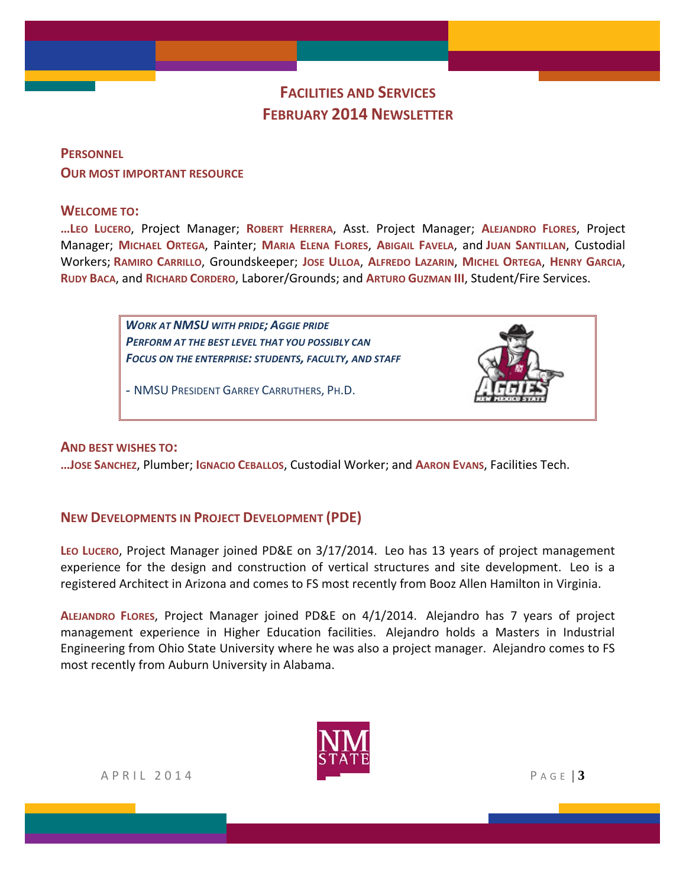# Facilities and Services
# February 2014 Newsletter

## Personnel
## Our most important resource

### Welcome to:

**…Leo Lucero**, Project Manager; **Robert Herrera**, Asst. Project Manager; **Alejandro Flores**, Project Manager; **Michael Ortega**, Painter; **Maria Elena Flores**, **Abigail Favela**, and **Juan Santillan**, Custodial Workers; **Ramiro Carrillo**, Groundskeeper; **Jose Ulloa**, **Alfredo Lazarin**, **Michel Ortega**, **Henry Garcia**, **Rudy Baca**, and **Richard Cordero**, Laborer/Grounds; and **Arturo Guzman III**, Student/Fire Services.

> ***Work at NMSU with pride; Aggie pride***
> ***Perform at the best level that you possibly can***
> ***Focus on the enterprise: students, faculty, and staff***
>
> - NMSU President Garrey Carruthers, Ph.D.

### And best wishes to:

**…Jose Sanchez**, Plumber; **Ignacio Ceballos**, Custodial Worker; and **Aaron Evans**, Facilities Tech.

## New Developments in Project Development (PDE)

**Leo Lucero**, Project Manager joined PD&E on 3/17/2014. Leo has 13 years of project management experience for the design and construction of vertical structures and site development. Leo is a registered Architect in Arizona and comes to FS most recently from Booz Allen Hamilton in Virginia.

**Alejandro Flores**, Project Manager joined PD&E on 4/1/2014. Alejandro has 7 years of project management experience in Higher Education facilities. Alejandro holds a Masters in Industrial Engineering from Ohio State University where he was also a project manager. Alejandro comes to FS most recently from Auburn University in Alabama.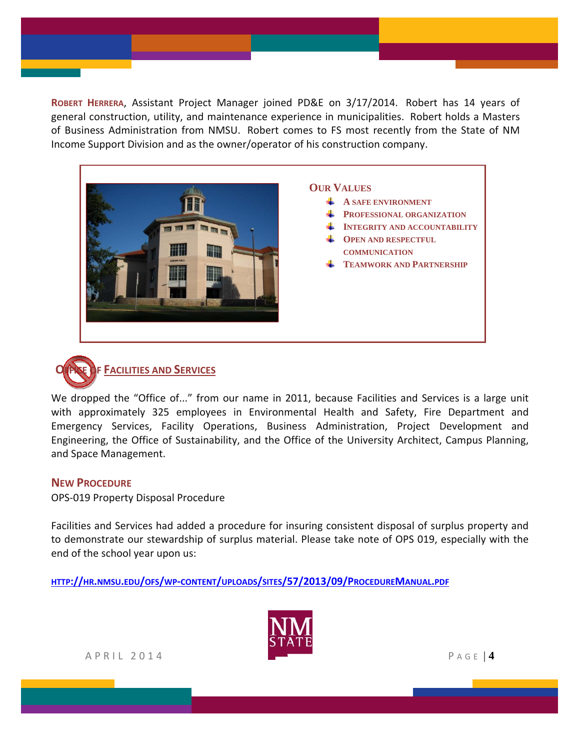**Robert Herrera**, Assistant Project Manager joined PD&E on 3/17/2014. Robert has 14 years of general construction, utility, and maintenance experience in municipalities. Robert holds a Masters of Business Administration from NMSU. Robert comes to FS most recently from the State of NM Income Support Division and as the owner/operator of his construction company.

## Our Values

- A safe environment
- Professional organization
- Integrity and accountability
- Open and respectful communication
- Teamwork and Partnership

## ~~Office of~~ Facilities and Services

We dropped the "Office of..." from our name in 2011, because Facilities and Services is a large unit with approximately 325 employees in Environmental Health and Safety, Fire Department and Emergency Services, Facility Operations, Business Administration, Project Development and Engineering, the Office of Sustainability, and the Office of the University Architect, Campus Planning, and Space Management.

## New Procedure

OPS-019 Property Disposal Procedure

Facilities and Services had added a procedure for insuring consistent disposal of surplus property and to demonstrate our stewardship of surplus material. Please take note of OPS 019, especially with the end of the school year upon us:

http://hr.nmsu.edu/ofs/wp-content/uploads/sites/57/2013/09/ProcedureManual.pdf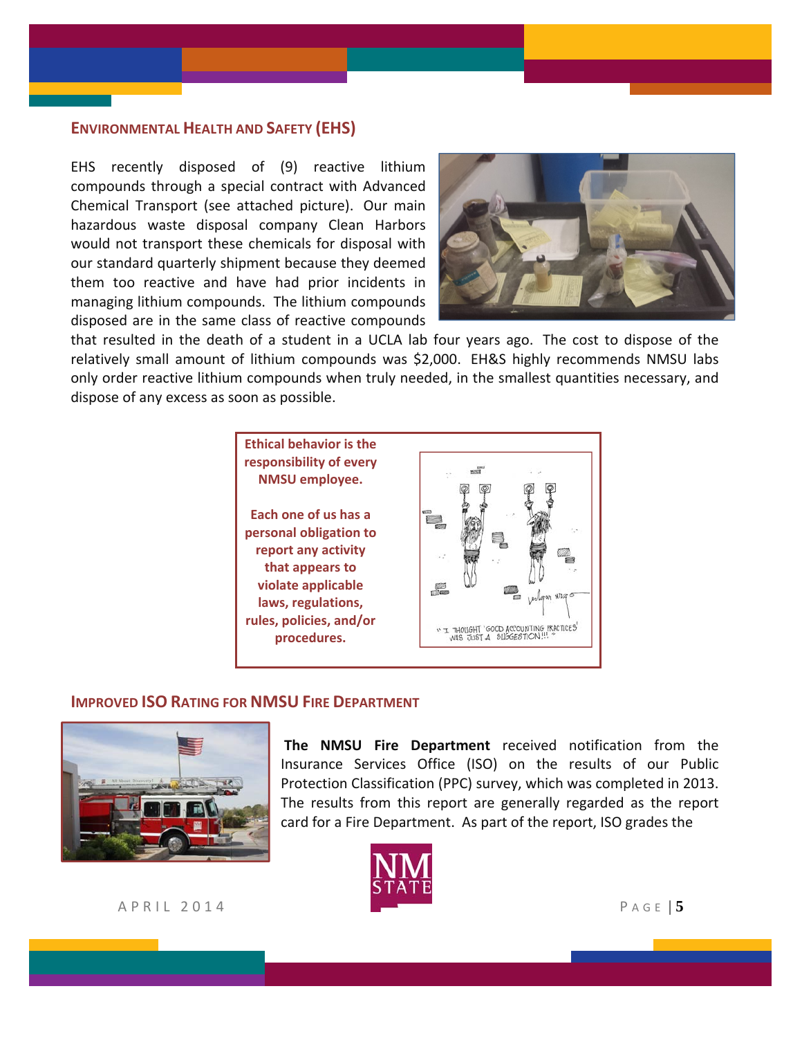## ENVIRONMENTAL HEALTH AND SAFETY (EHS)

EHS recently disposed of (9) reactive lithium compounds through a special contract with Advanced Chemical Transport (see attached picture). Our main hazardous waste disposal company Clean Harbors would not transport these chemicals for disposal with our standard quarterly shipment because they deemed them too reactive and have had prior incidents in managing lithium compounds. The lithium compounds disposed are in the same class of reactive compounds that resulted in the death of a student in a UCLA lab four years ago. The cost to dispose of the relatively small amount of lithium compounds was $2,000. EH&S highly recommends NMSU labs only order reactive lithium compounds when truly needed, in the smallest quantities necessary, and dispose of any excess as soon as possible.

**Ethical behavior is the responsibility of every NMSU employee.**

**Each one of us has a personal obligation to report any activity that appears to violate applicable laws, regulations, rules, policies, and/or procedures.**

"I THOUGHT 'GOOD ACCOUNTING PRACTICES' WAS JUST A SUGGESTION!!!"

## IMPROVED ISO RATING FOR NMSU FIRE DEPARTMENT

**The NMSU Fire Department** received notification from the Insurance Services Office (ISO) on the results of our Public Protection Classification (PPC) survey, which was completed in 2013. The results from this report are generally regarded as the report card for a Fire Department. As part of the report, ISO grades the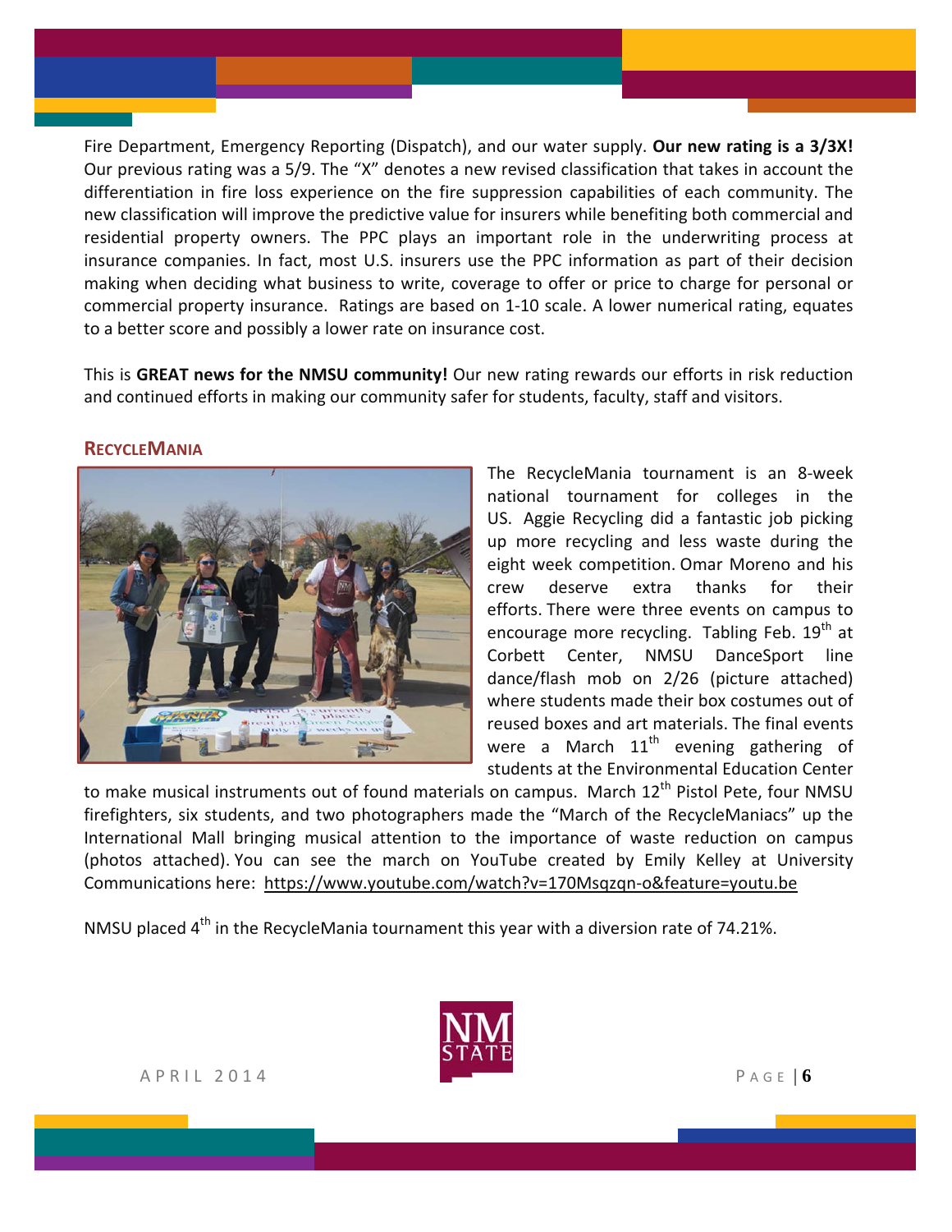Fire Department, Emergency Reporting (Dispatch), and our water supply. **Our new rating is a 3/3X!** Our previous rating was a 5/9. The "X" denotes a new revised classification that takes in account the differentiation in fire loss experience on the fire suppression capabilities of each community. The new classification will improve the predictive value for insurers while benefiting both commercial and residential property owners. The PPC plays an important role in the underwriting process at insurance companies. In fact, most U.S. insurers use the PPC information as part of their decision making when deciding what business to write, coverage to offer or price to charge for personal or commercial property insurance. Ratings are based on 1-10 scale. A lower numerical rating, equates to a better score and possibly a lower rate on insurance cost.

This is **GREAT news for the NMSU community!** Our new rating rewards our efforts in risk reduction and continued efforts in making our community safer for students, faculty, staff and visitors.

## RecycleMania

The RecycleMania tournament is an 8-week national tournament for colleges in the US. Aggie Recycling did a fantastic job picking up more recycling and less waste during the eight week competition. Omar Moreno and his crew deserve extra thanks for their efforts. There were three events on campus to encourage more recycling. Tabling Feb. 19th at Corbett Center, NMSU DanceSport line dance/flash mob on 2/26 (picture attached) where students made their box costumes out of reused boxes and art materials. The final events were a March 11th evening gathering of students at the Environmental Education Center to make musical instruments out of found materials on campus. March 12th Pistol Pete, four NMSU firefighters, six students, and two photographers made the "March of the RecycleManiacs" up the International Mall bringing musical attention to the importance of waste reduction on campus (photos attached). You can see the march on YouTube created by Emily Kelley at University Communications here: https://www.youtube.com/watch?v=170Msqzqn-o&feature=youtu.be

NMSU placed 4th in the RecycleMania tournament this year with a diversion rate of 74.21%.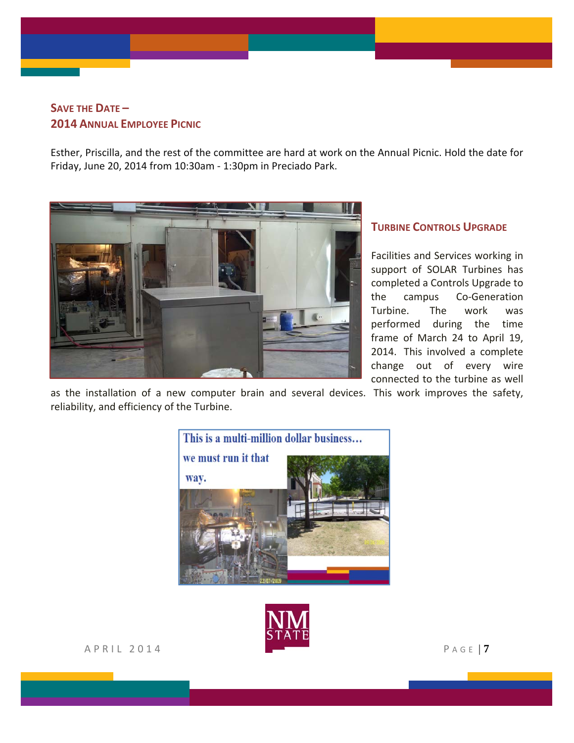## SAVE THE DATE – 2014 ANNUAL EMPLOYEE PICNIC

Esther, Priscilla, and the rest of the committee are hard at work on the Annual Picnic. Hold the date for Friday, June 20, 2014 from 10:30am - 1:30pm in Preciado Park.

## TURBINE CONTROLS UPGRADE

Facilities and Services working in support of SOLAR Turbines has completed a Controls Upgrade to the campus Co-Generation Turbine. The work was performed during the time frame of March 24 to April 19, 2014. This involved a complete change out of every wire connected to the turbine as well as the installation of a new computer brain and several devices. This work improves the safety, reliability, and efficiency of the Turbine.

This is a multi-million dollar business… we must run it that way.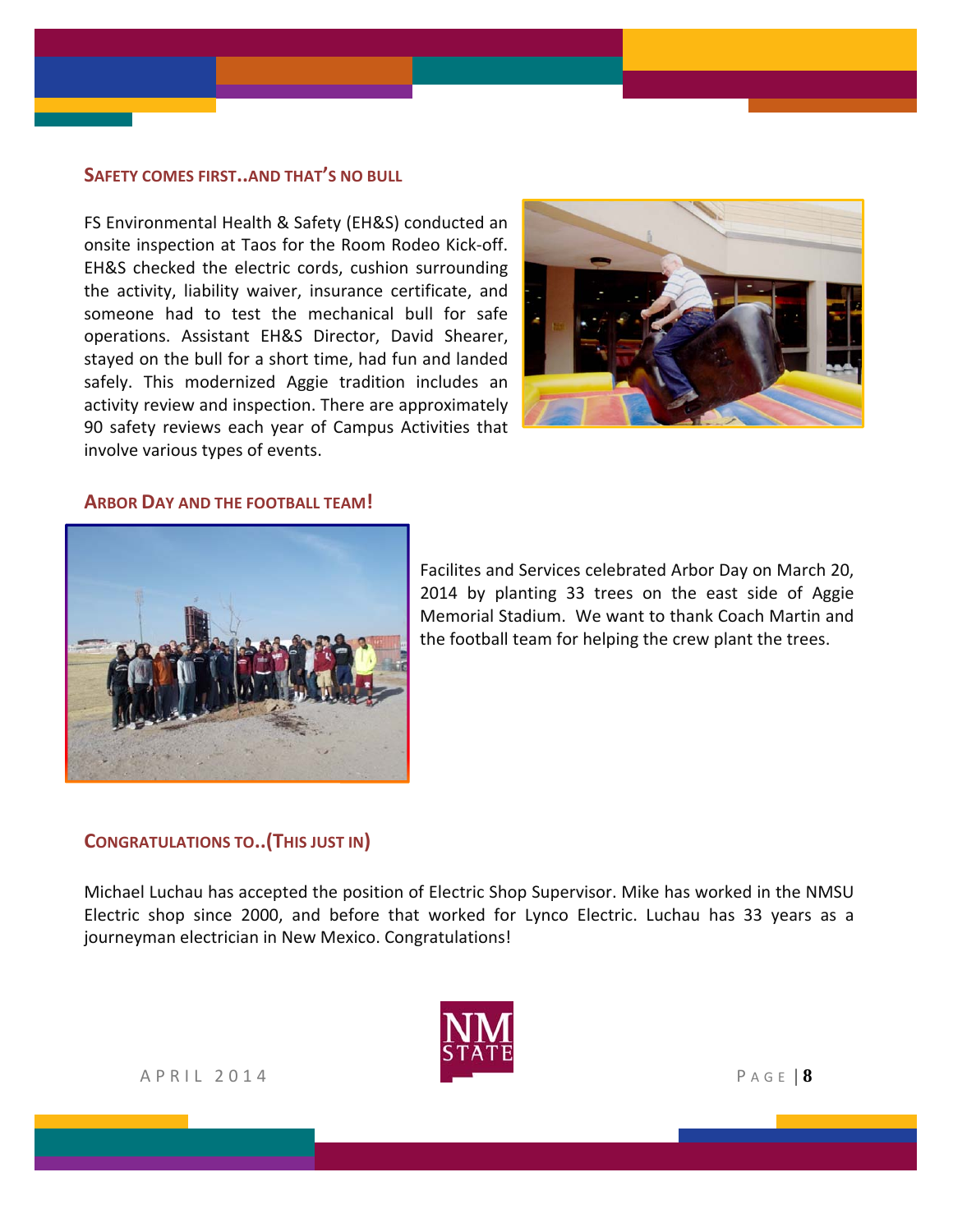## SAFETY COMES FIRST..AND THAT'S NO BULL

FS Environmental Health & Safety (EH&S) conducted an onsite inspection at Taos for the Room Rodeo Kick-off. EH&S checked the electric cords, cushion surrounding the activity, liability waiver, insurance certificate, and someone had to test the mechanical bull for safe operations. Assistant EH&S Director, David Shearer, stayed on the bull for a short time, had fun and landed safely. This modernized Aggie tradition includes an activity review and inspection. There are approximately 90 safety reviews each year of Campus Activities that involve various types of events.

## ARBOR DAY AND THE FOOTBALL TEAM!

Facilites and Services celebrated Arbor Day on March 20, 2014 by planting 33 trees on the east side of Aggie Memorial Stadium. We want to thank Coach Martin and the football team for helping the crew plant the trees.

## CONGRATULATIONS TO..(THIS JUST IN)

Michael Luchau has accepted the position of Electric Shop Supervisor. Mike has worked in the NMSU Electric shop since 2000, and before that worked for Lynco Electric. Luchau has 33 years as a journeyman electrician in New Mexico. Congratulations!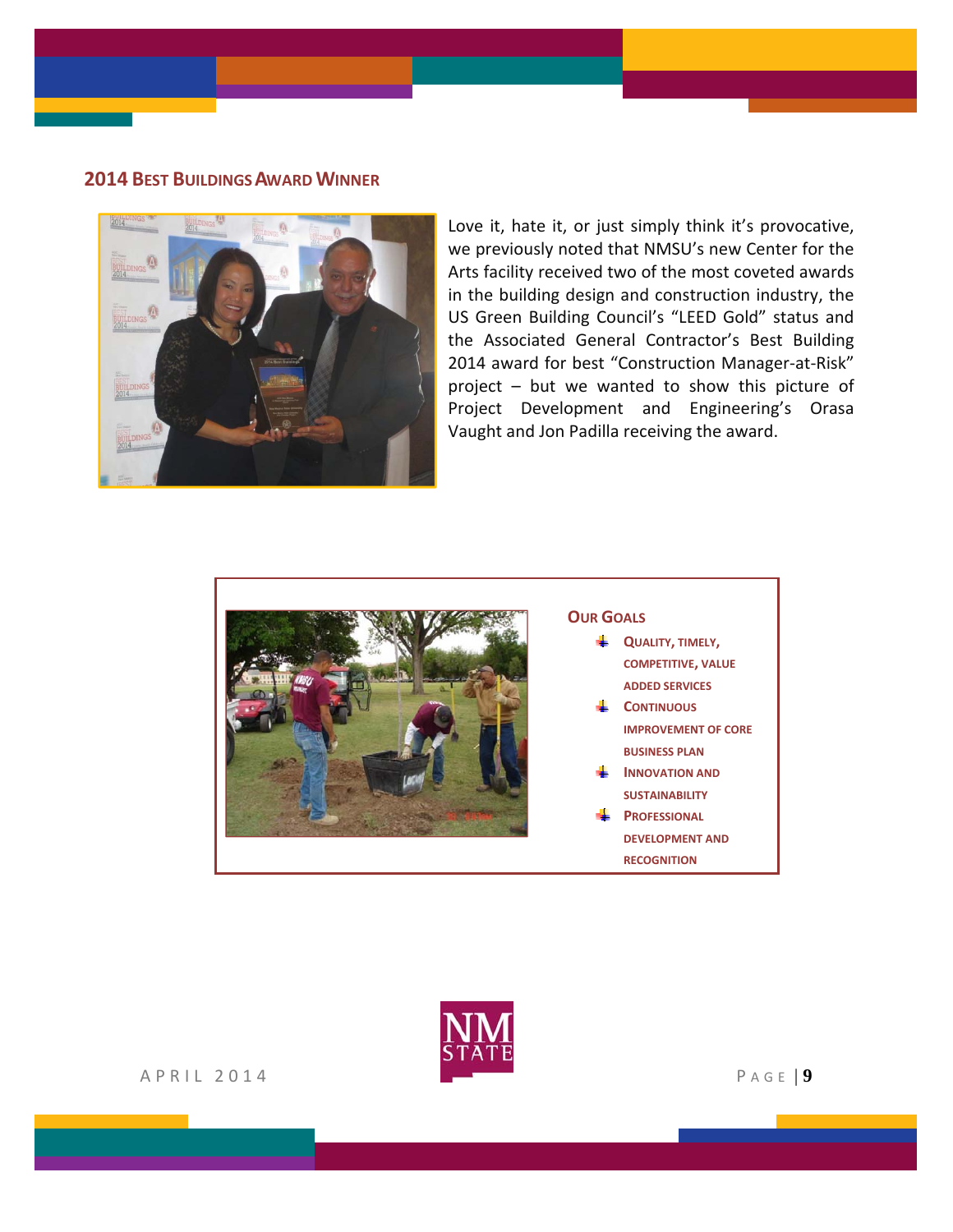## 2014 Best Buildings Award Winner

Love it, hate it, or just simply think it's provocative, we previously noted that NMSU's new Center for the Arts facility received two of the most coveted awards in the building design and construction industry, the US Green Building Council's "LEED Gold" status and the Associated General Contractor's Best Building 2014 award for best "Construction Manager-at-Risk" project – but we wanted to show this picture of Project Development and Engineering's Orasa Vaught and Jon Padilla receiving the award.

### Our Goals

- Quality, timely, competitive, value added services
- Continuous improvement of core business plan
- Innovation and sustainability
- Professional development and recognition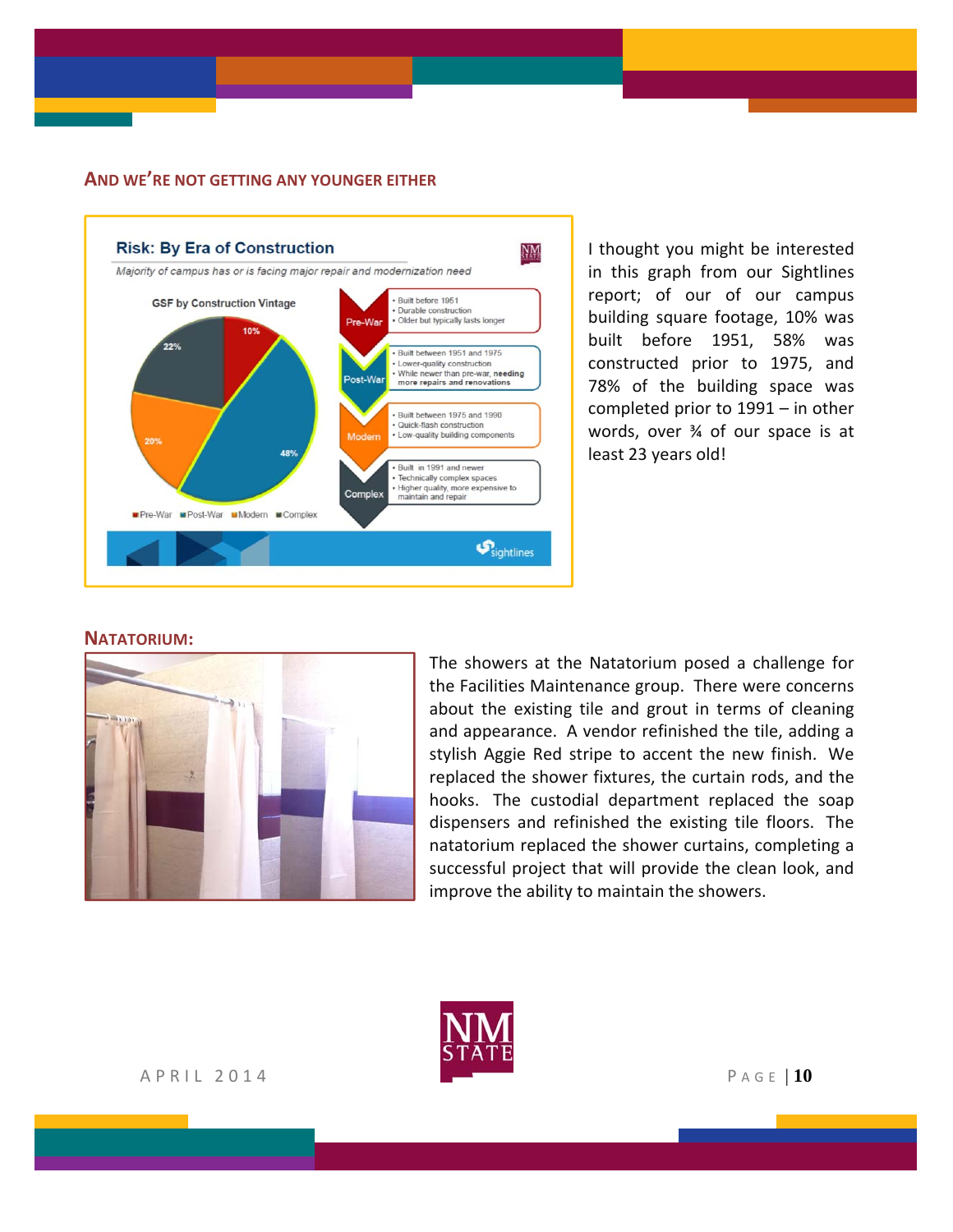## AND WE'RE NOT GETTING ANY YOUNGER EITHER

**Risk: By Era of Construction**

*Majority of campus has or is facing major repair and modernization need*

GSF by Construction Vintage

- Pre-War: 10%
- Post-War: 48%
- Modern: 20%
- Complex: 22%

**Pre-War**
- Built before 1951
- Durable construction
- Older but typically lasts longer

**Post-War**
- Built between 1951 and 1975
- Lower-quality construction
- While newer than pre-war, **needing more repairs and renovations**

**Modern**
- Built between 1975 and 1990
- Quick-flash construction
- Low-quality building components

**Complex**
- Built in 1991 and newer
- Technically complex spaces
- Higher quality, more expensive to maintain and repair

sightlines

I thought you might be interested in this graph from our Sightlines report; of our of our campus building square footage, 10% was built before 1951, 58% was constructed prior to 1975, and 78% of the building space was completed prior to 1991 – in other words, over ¾ of our space is at least 23 years old!

## NATATORIUM:

The showers at the Natatorium posed a challenge for the Facilities Maintenance group. There were concerns about the existing tile and grout in terms of cleaning and appearance. A vendor refinished the tile, adding a stylish Aggie Red stripe to accent the new finish. We replaced the shower fixtures, the curtain rods, and the hooks. The custodial department replaced the soap dispensers and refinished the existing tile floors. The natatorium replaced the shower curtains, completing a successful project that will provide the clean look, and improve the ability to maintain the showers.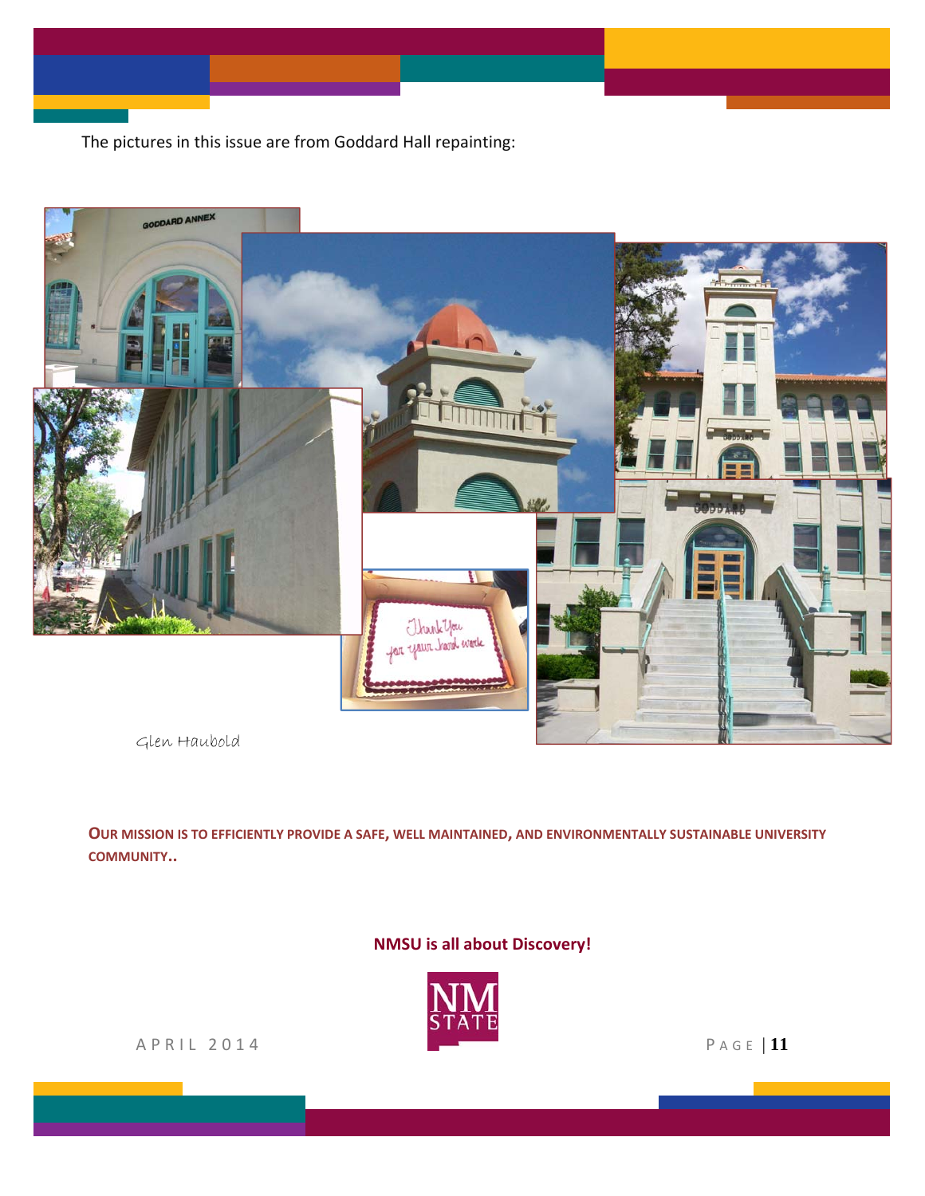The pictures in this issue are from Goddard Hall repainting:

Glen Haubold

**OUR MISSION IS TO EFFICIENTLY PROVIDE A SAFE, WELL MAINTAINED, AND ENVIRONMENTALLY SUSTAINABLE UNIVERSITY COMMUNITY..**

**NMSU is all about Discovery!**